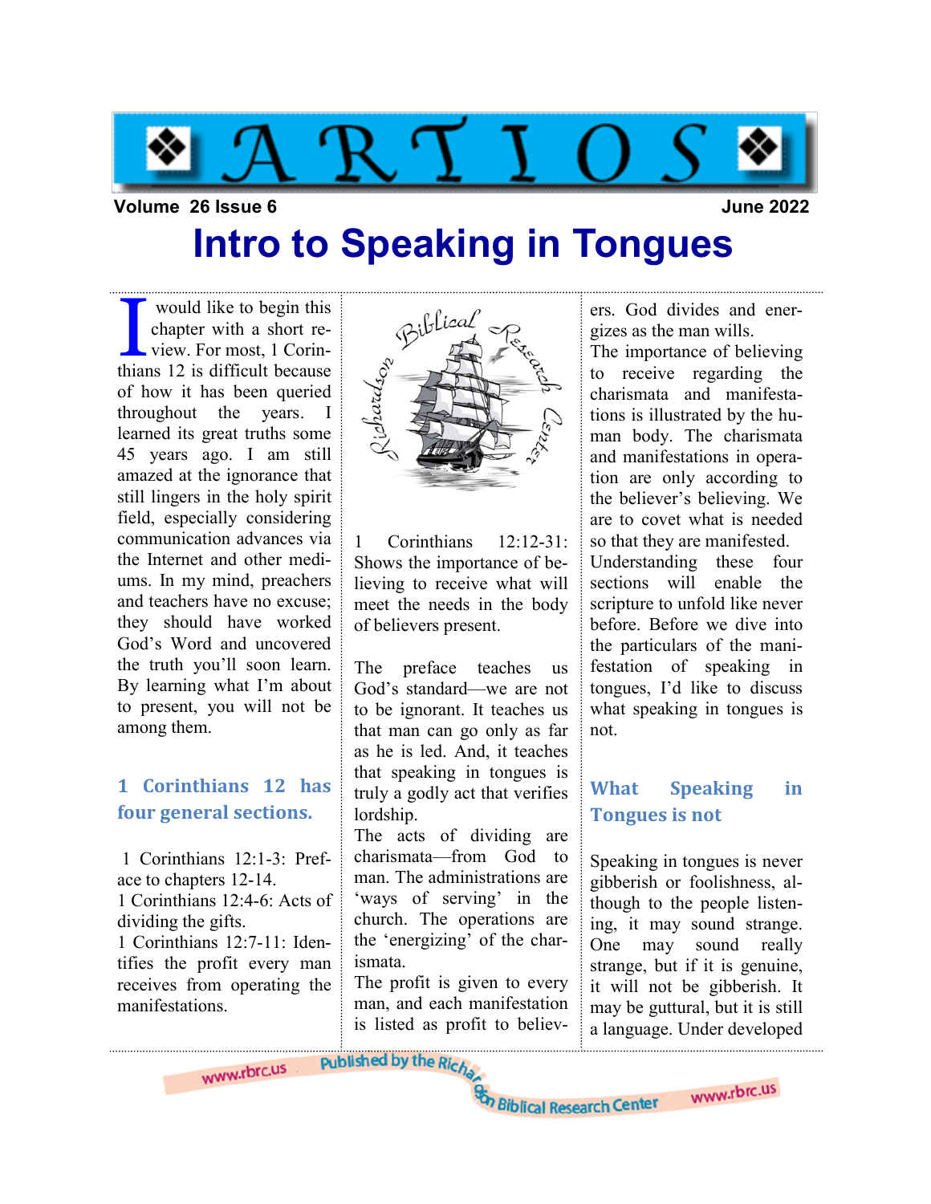# ARTIOS

**Volume 26 Issue 6** **June 2022**

# Intro to Speaking in Tongues

I would like to begin this chapter with a short review. For most, 1 Corinthians 12 is difficult because of how it has been queried throughout the years. I learned its great truths some 45 years ago. I am still amazed at the ignorance that still lingers in the holy spirit field, especially considering communication advances via the Internet and other mediums. In my mind, preachers and teachers have no excuse; they should have worked God's Word and uncovered the truth you'll soon learn. By learning what I'm about to present, you will not be among them.

## 1 Corinthians 12 has four general sections.

1 Corinthians 12:1-3: Preface to chapters 12-14.
1 Corinthians 12:4-6: Acts of dividing the gifts.
1 Corinthians 12:7-11: Identifies the profit every man receives from operating the manifestations.
1 Corinthians 12:12-31: Shows the importance of believing to receive what will meet the needs in the body of believers present.

The preface teaches us God's standard—we are not to be ignorant. It teaches us that man can go only as far as he is led. And, it teaches us that speaking in tongues is truly a godly act that verifies lordship.

The acts of dividing are charismata—from God to man. The administrations are 'ways of serving' in the church. The operations are the 'energizing' of the charismata.

The profit is given to every man, and each manifestation is listed as profit to believers. God divides and energizes as the man wills.

The importance of believing to receive regarding the charismata and manifestations is illustrated by the human body. The charismata and manifestations in operation are only according to the believer's believing. We are to covet what is needed so that they are manifested.

Understanding these four sections will enable the scripture to unfold like never before. Before we dive into the particulars of the manifestation of speaking in tongues, I'd like to discuss what speaking in tongues is not.

## What Speaking in Tongues is not

Speaking in tongues is never gibberish or foolishness, although to the people listening, it may sound strange. One may sound really strange, but if it is genuine, it will not be gibberish. It may be guttural, but it is still a language. Under developed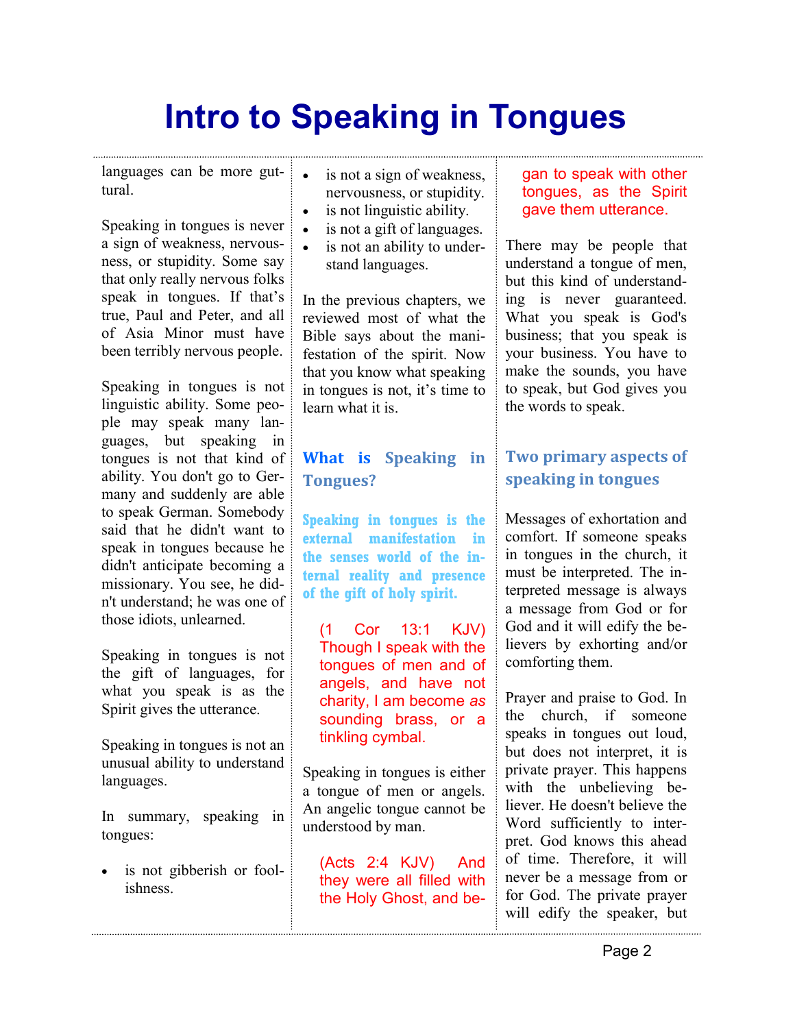# Intro to Speaking in Tongues

languages can be more guttural.

Speaking in tongues is never a sign of weakness, nervousness, or stupidity. Some say that only really nervous folks speak in tongues. If that's true, Paul and Peter, and all of Asia Minor must have been terribly nervous people.

Speaking in tongues is not linguistic ability. Some people may speak many languages, but speaking in tongues is not that kind of ability. You don't go to Germany and suddenly are able to speak German. Somebody said that he didn't want to speak in tongues because he didn't anticipate becoming a missionary. You see, he didn't understand; he was one of those idiots, unlearned.

Speaking in tongues is not the gift of languages, for what you speak is as the Spirit gives the utterance.

Speaking in tongues is not an unusual ability to understand languages.

In summary, speaking in tongues:

- is not gibberish or foolishness.
- is not a sign of weakness, nervousness, or stupidity.
- is not linguistic ability.
- is not a gift of languages.
- is not an ability to understand languages.

In the previous chapters, we reviewed most of what the Bible says about the manifestation of the spirit. Now that you know what speaking in tongues is not, it's time to learn what it is.

## What is Speaking in Tongues?

**Speaking in tongues is the external manifestation in the senses world of the internal reality and presence of the gift of holy spirit.**

> (1 Cor 13:1 KJV) Though I speak with the tongues of men and of angels, and have not charity, I am become *as* sounding brass, or a tinkling cymbal.

Speaking in tongues is either a tongue of men or angels. An angelic tongue cannot be understood by man.

> (Acts 2:4 KJV) And they were all filled with the Holy Ghost, and began to speak with other tongues, as the Spirit gave them utterance.

There may be people that understand a tongue of men, but this kind of understanding is never guaranteed. What you speak is God's business; that you speak is your business. You have to make the sounds, you have to speak, but God gives you the words to speak.

## Two primary aspects of speaking in tongues

Messages of exhortation and comfort. If someone speaks in tongues in the church, it must be interpreted. The interpreted message is always a message from God or for God and it will edify the believers by exhorting and/or comforting them.

Prayer and praise to God. In the church, if someone speaks in tongues out loud, but does not interpret, it is private prayer. This happens with the unbelieving believer. He doesn't believe the Word sufficiently to interpret. God knows this ahead of time. Therefore, it will never be a message from or for God. The private prayer will edify the speaker, but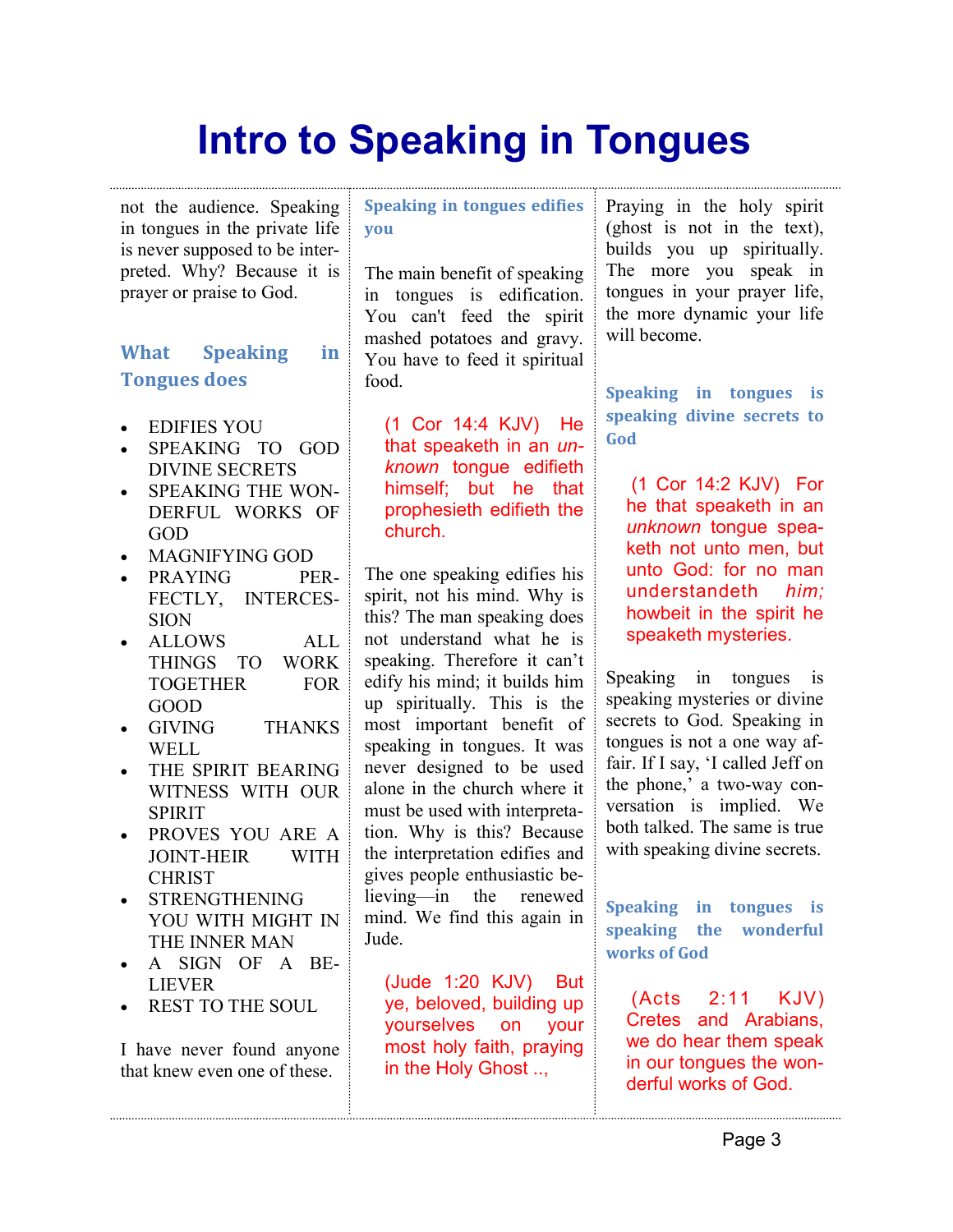# Intro to Speaking in Tongues

not the audience. Speaking in tongues in the private life is never supposed to be interpreted. Why? Because it is prayer or praise to God.

### What Speaking in Tongues does

- EDIFIES YOU
- SPEAKING TO GOD DIVINE SECRETS
- SPEAKING THE WONDERFUL WORKS OF GOD
- MAGNIFYING GOD
- PRAYING PERFECTLY, INTERCESSION
- ALLOWS ALL THINGS TO WORK TOGETHER FOR GOOD
- GIVING THANKS WELL
- THE SPIRIT BEARING WITNESS WITH OUR SPIRIT
- PROVES YOU ARE A JOINT-HEIR WITH CHRIST
- STRENGTHENING YOU WITH MIGHT IN THE INNER MAN
- A SIGN OF A BELIEVER
- REST TO THE SOUL

I have never found anyone that knew even one of these.

### Speaking in tongues edifies you

The main benefit of speaking in tongues is edification. You can't feed the spirit mashed potatoes and gravy. You have to feed it spiritual food.

> (1 Cor 14:4 KJV) He that speaketh in an *unknown* tongue edifieth himself; but he that prophesieth edifieth the church.

The one speaking edifies his spirit, not his mind. Why is this? The man speaking does not understand what he is speaking. Therefore it can't edify his mind; it builds him up spiritually. This is the most important benefit of speaking in tongues. It was never designed to be used alone in the church where it must be used with interpretation. Why is this? Because the interpretation edifies and gives people enthusiastic believing—in the renewed mind. We find this again in Jude.

> (Jude 1:20 KJV) But ye, beloved, building up yourselves on your most holy faith, praying in the Holy Ghost ..,

Praying in the holy spirit (ghost is not in the text), builds you up spiritually. The more you speak in tongues in your prayer life, the more dynamic your life will become.

### Speaking in tongues is speaking divine secrets to God

> (1 Cor 14:2 KJV) For he that speaketh in an *unknown* tongue speaketh not unto men, but unto God: for no man understandeth *him;* howbeit in the spirit he speaketh mysteries.

Speaking in tongues is speaking mysteries or divine secrets to God. Speaking in tongues is not a one way affair. If I say, 'I called Jeff on the phone,' a two-way conversation is implied. We both talked. The same is true with speaking divine secrets.

### Speaking in tongues is speaking the wonderful works of God

> (Acts 2:11 KJV) Cretes and Arabians, we do hear them speak in our tongues the wonderful works of God.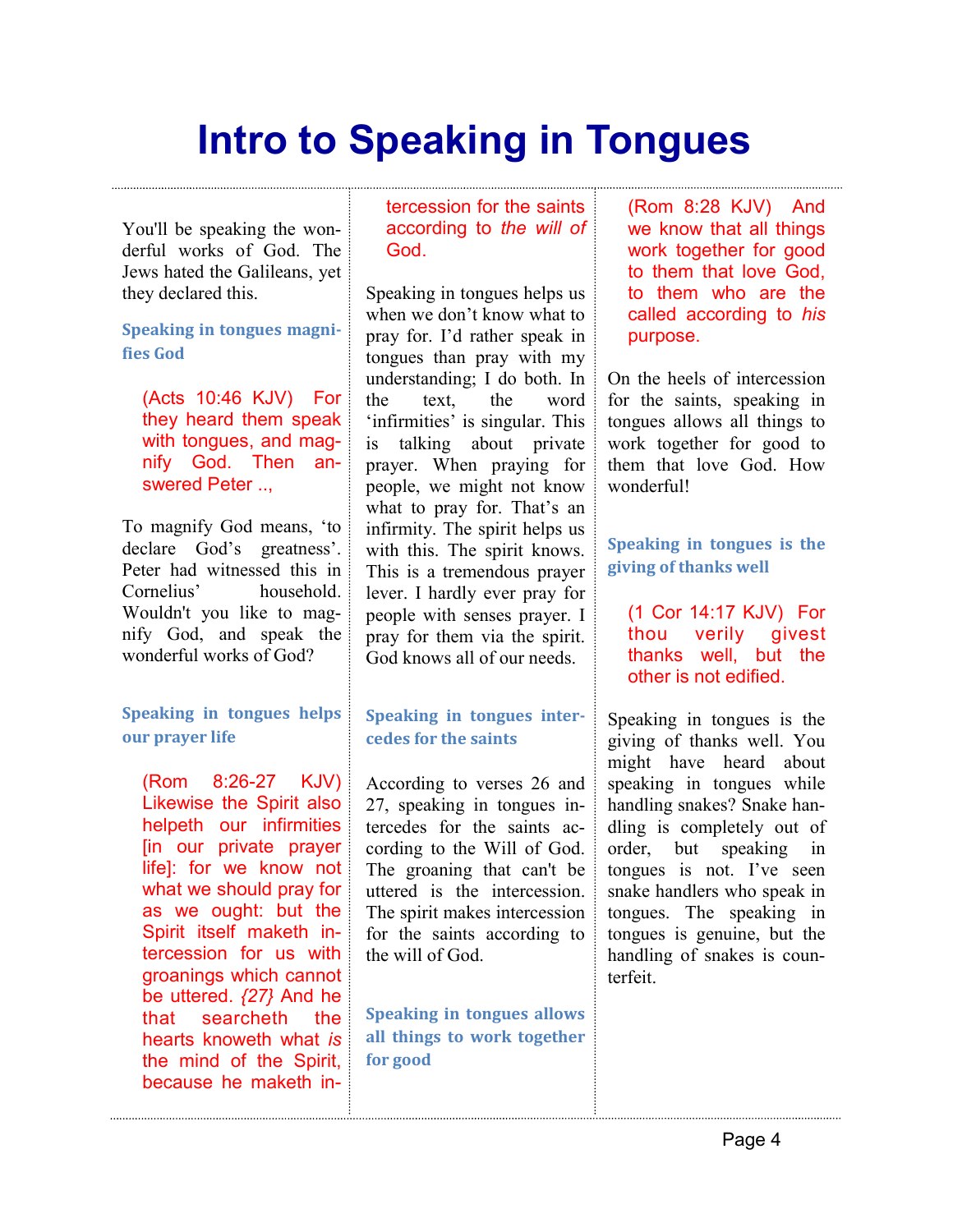# Intro to Speaking in Tongues

You'll be speaking the wonderful works of God. The Jews hated the Galileans, yet they declared this.

### Speaking in tongues magnifies God

> (Acts 10:46 KJV) For they heard them speak with tongues, and magnify God. Then answered Peter ..,

To magnify God means, 'to declare God's greatness'. Peter had witnessed this in Cornelius' household. Wouldn't you like to magnify God, and speak the wonderful works of God?

### Speaking in tongues helps our prayer life

> (Rom 8:26-27 KJV) Likewise the Spirit also helpeth our infirmities [in our private prayer life]: for we know not what we should pray for as we ought: but the Spirit itself maketh intercession for us with groanings which cannot be uttered. *{27}* And he that searcheth the hearts knoweth what *is* the mind of the Spirit, because he maketh intercession for the saints according to *the will of* God.

Speaking in tongues helps us when we don't know what to pray for. I'd rather speak in tongues than pray with my understanding; I do both. In the text, the word 'infirmities' is singular. This is talking about private prayer. When praying for people, we might not know what to pray for. That's an infirmity. The spirit helps us with this. The spirit knows. This is a tremendous prayer lever. I hardly ever pray for people with senses prayer. I pray for them via the spirit. God knows all of our needs.

### Speaking in tongues intercedes for the saints

According to verses 26 and 27, speaking in tongues intercedes for the saints according to the Will of God. The groaning that can't be uttered is the intercession. The spirit makes intercession for the saints according to the will of God.

### Speaking in tongues allows all things to work together for good

> (Rom 8:28 KJV) And we know that all things work together for good to them that love God, to them who are the called according to *his* purpose.

On the heels of intercession for the saints, speaking in tongues allows all things to work together for good to them that love God. How wonderful!

### Speaking in tongues is the giving of thanks well

> (1 Cor 14:17 KJV) For thou verily givest thanks well, but the other is not edified.

Speaking in tongues is the giving of thanks well. You might have heard about speaking in tongues while handling snakes? Snake handling is completely out of order, but speaking in tongues is not. I've seen snake handlers who speak in tongues. The speaking in tongues is genuine, but the handling of snakes is counterfeit.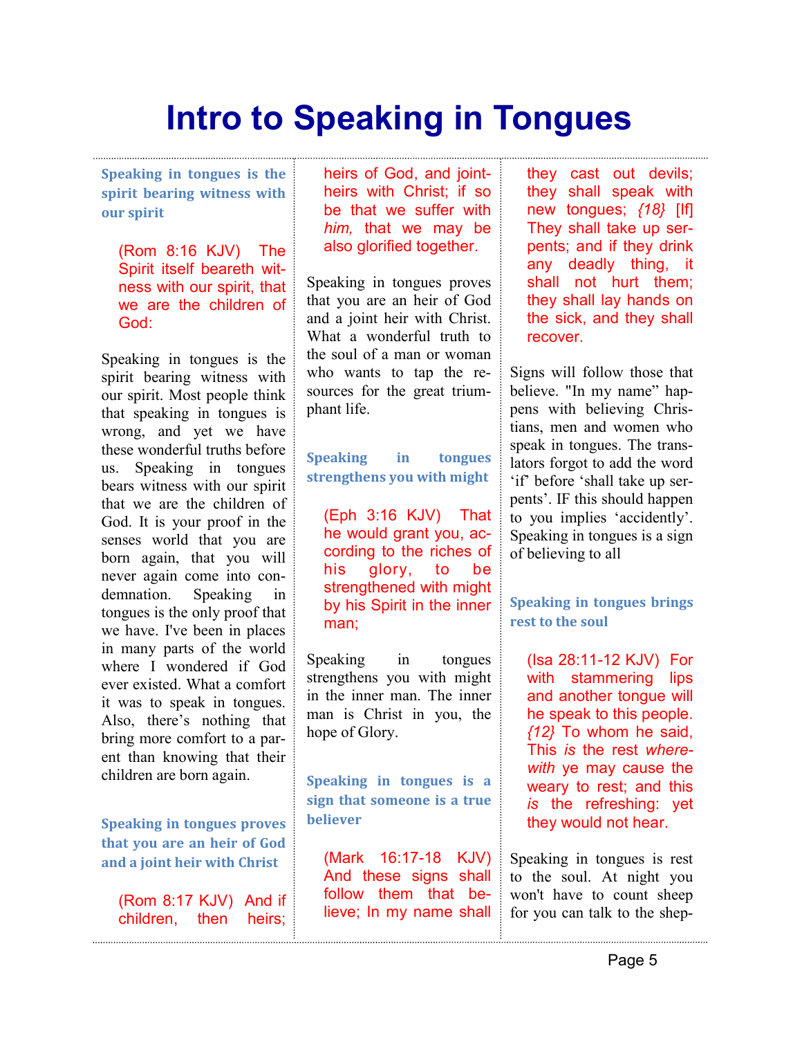# Intro to Speaking in Tongues

### Speaking in tongues is the spirit bearing witness with our spirit

> (Rom 8:16 KJV) The Spirit itself beareth witness with our spirit, that we are the children of God:

Speaking in tongues is the spirit bearing witness with our spirit. Most people think that speaking in tongues is wrong, and yet we have these wonderful truths before us. Speaking in tongues bears witness with our spirit that we are the children of God. It is your proof in the senses world that you are born again, that you will never again come into condemnation. Speaking in tongues is the only proof that we have. I've been in places in many parts of the world where I wondered if God ever existed. What a comfort it was to speak in tongues. Also, there's nothing that bring more comfort to a parent than knowing that their children are born again.

### Speaking in tongues proves that you are an heir of God and a joint heir with Christ

> (Rom 8:17 KJV) And if children, then heirs; heirs of God, and joint-heirs with Christ; if so be that we suffer with *him,* that we may be also glorified together.

Speaking in tongues proves that you are an heir of God and a joint heir with Christ. What a wonderful truth to the soul of a man or woman who wants to tap the resources for the great triumphant life.

### Speaking in tongues strengthens you with might

> (Eph 3:16 KJV) That he would grant you, according to the riches of his glory, to be strengthened with might by his Spirit in the inner man;

Speaking in tongues strengthens you with might in the inner man. The inner man is Christ in you, the hope of Glory.

### Speaking in tongues is a sign that someone is a true believer

> (Mark 16:17-18 KJV) And these signs shall follow them that believe; In my name shall they cast out devils; they shall speak with new tongues; *{18}* [If] They shall take up serpents; and if they drink any deadly thing, it shall not hurt them; they shall lay hands on the sick, and they shall recover.

Signs will follow those that believe. "In my name" happens with believing Christians, men and women who speak in tongues. The translators forgot to add the word 'if' before 'shall take up serpents'. IF this should happen to you implies 'accidently'. Speaking in tongues is a sign of believing to all

### Speaking in tongues brings rest to the soul

> (Isa 28:11-12 KJV) For with stammering lips and another tongue will he speak to this people. *{12}* To whom he said, This *is* the rest *wherewith* ye may cause the weary to rest; and this *is* the refreshing: yet they would not hear.

Speaking in tongues is rest to the soul. At night you won't have to count sheep for you can talk to the shep-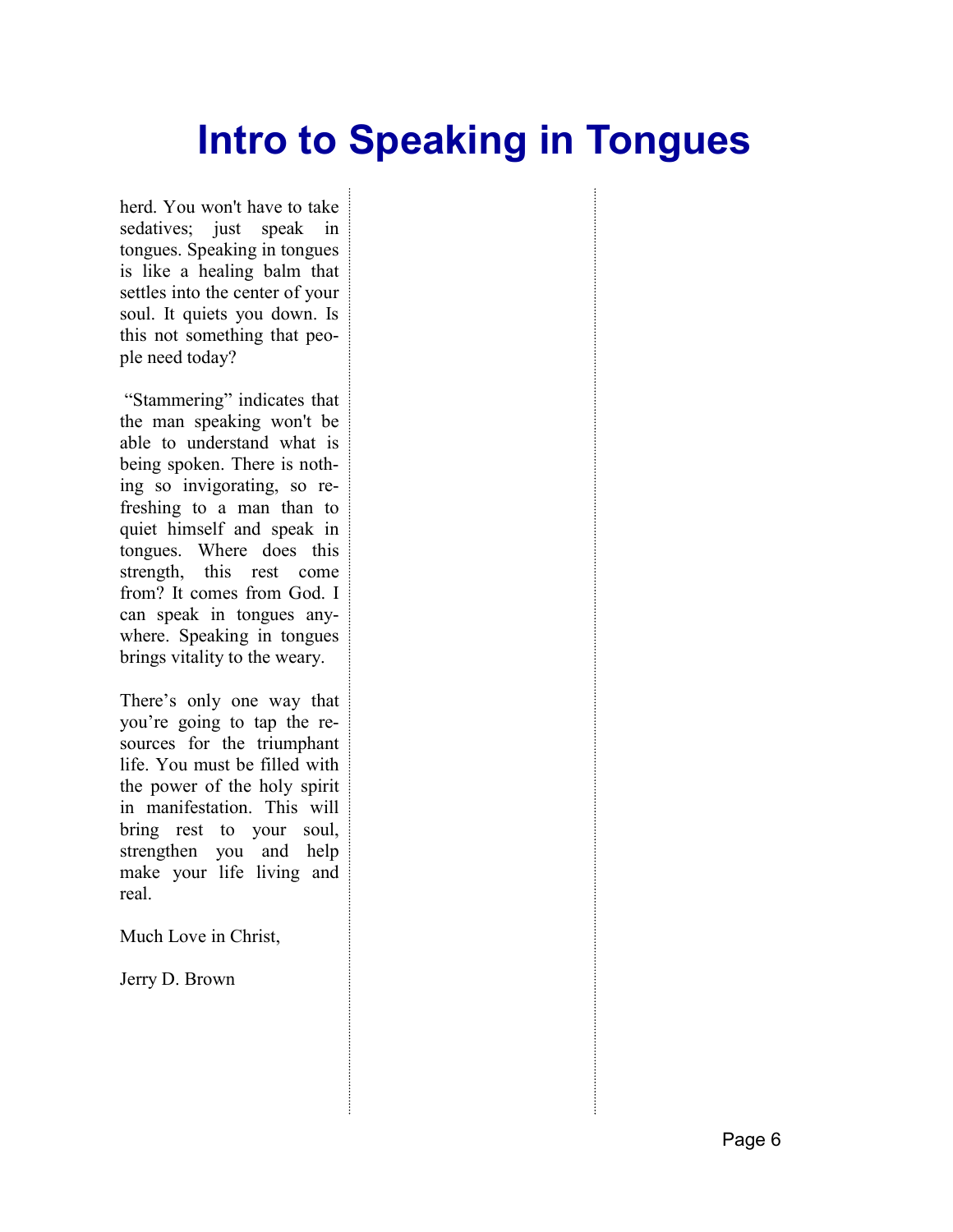# Intro to Speaking in Tongues

herd. You won't have to take sedatives; just speak in tongues. Speaking in tongues is like a healing balm that settles into the center of your soul. It quiets you down. Is this not something that people need today?

"Stammering" indicates that the man speaking won't be able to understand what is being spoken. There is nothing so invigorating, so refreshing to a man than to quiet himself and speak in tongues. Where does this strength, this rest come from? It comes from God. I can speak in tongues anywhere. Speaking in tongues brings vitality to the weary.

There's only one way that you're going to tap the resources for the triumphant life. You must be filled with the power of the holy spirit in manifestation. This will bring rest to your soul, strengthen you and help make your life living and real.

Much Love in Christ,

Jerry D. Brown